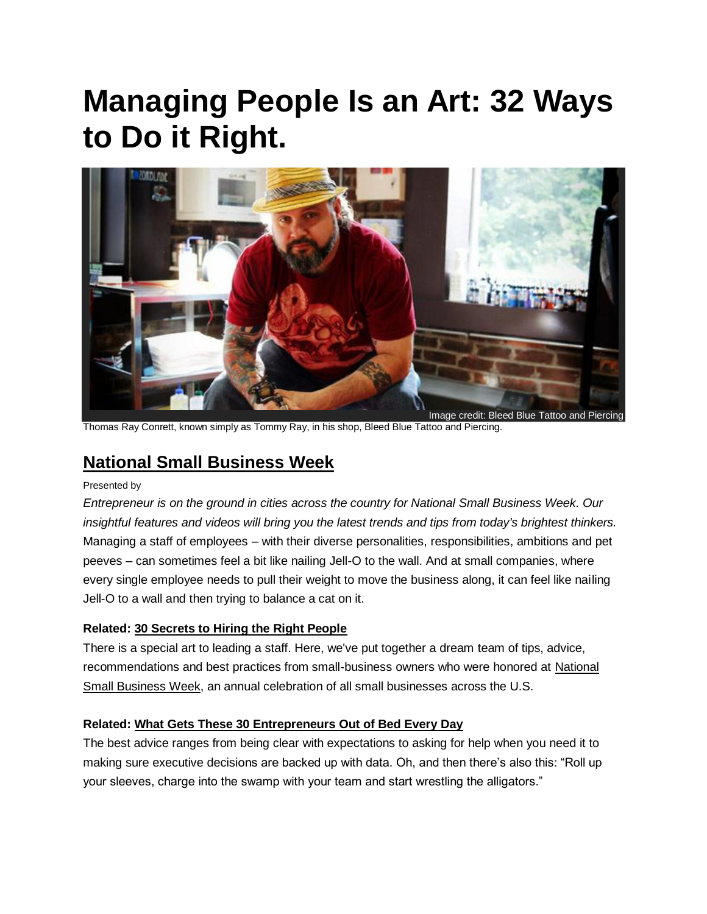# Managing People Is an Art: 32 Ways to Do it Right.

Image credit: Bleed Blue Tattoo and Piercing

Thomas Ray Conrett, known simply as Tommy Ray, in his shop, Bleed Blue Tattoo and Piercing.

## National Small Business Week

Presented by

*Entrepreneur is on the ground in cities across the country for National Small Business Week. Our insightful features and videos will bring you the latest trends and tips from today's brightest thinkers.*

Managing a staff of employees – with their diverse personalities, responsibilities, ambitions and pet peeves – can sometimes feel a bit like nailing Jell-O to the wall. And at small companies, where every single employee needs to pull their weight to move the business along, it can feel like nailing Jell-O to a wall and then trying to balance a cat on it.

**Related: 30 Secrets to Hiring the Right People**

There is a special art to leading a staff. Here, we've put together a dream team of tips, advice, recommendations and best practices from small-business owners who were honored at National Small Business Week, an annual celebration of all small businesses across the U.S.

**Related: What Gets These 30 Entrepreneurs Out of Bed Every Day**

The best advice ranges from being clear with expectations to asking for help when you need it to making sure executive decisions are backed up with data. Oh, and then there's also this: "Roll up your sleeves, charge into the swamp with your team and start wrestling the alligators."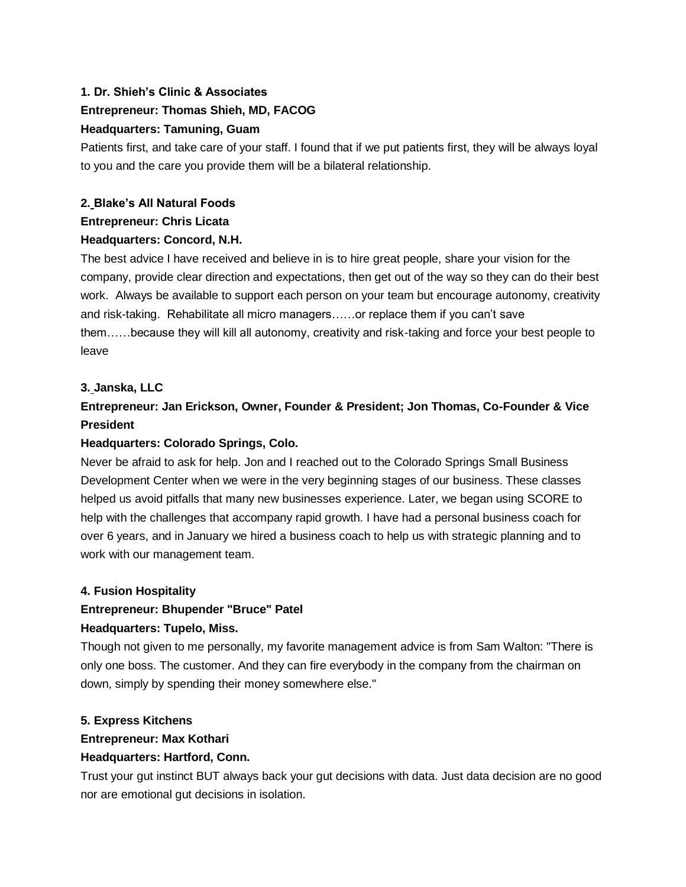**1. Dr. Shieh's Clinic & Associates**

**Entrepreneur: Thomas Shieh, MD, FACOG**

**Headquarters: Tamuning, Guam**

Patients first, and take care of your staff. I found that if we put patients first, they will be always loyal to you and the care you provide them will be a bilateral relationship.

**2. Blake's All Natural Foods**

**Entrepreneur: Chris Licata**

**Headquarters: Concord, N.H.**

The best advice I have received and believe in is to hire great people, share your vision for the company, provide clear direction and expectations, then get out of the way so they can do their best work. Always be available to support each person on your team but encourage autonomy, creativity and risk-taking. Rehabilitate all micro managers……or replace them if you can't save them……because they will kill all autonomy, creativity and risk-taking and force your best people to leave

**3. Janska, LLC**

**Entrepreneur: Jan Erickson, Owner, Founder & President; Jon Thomas, Co-Founder & Vice President**

**Headquarters: Colorado Springs, Colo.**

Never be afraid to ask for help. Jon and I reached out to the Colorado Springs Small Business Development Center when we were in the very beginning stages of our business. These classes helped us avoid pitfalls that many new businesses experience. Later, we began using SCORE to help with the challenges that accompany rapid growth. I have had a personal business coach for over 6 years, and in January we hired a business coach to help us with strategic planning and to work with our management team.

**4. Fusion Hospitality**

**Entrepreneur: Bhupender "Bruce" Patel**

**Headquarters: Tupelo, Miss.**

Though not given to me personally, my favorite management advice is from Sam Walton: "There is only one boss. The customer. And they can fire everybody in the company from the chairman on down, simply by spending their money somewhere else."

**5. Express Kitchens**

**Entrepreneur: Max Kothari**

**Headquarters: Hartford, Conn.**

Trust your gut instinct BUT always back your gut decisions with data. Just data decision are no good nor are emotional gut decisions in isolation.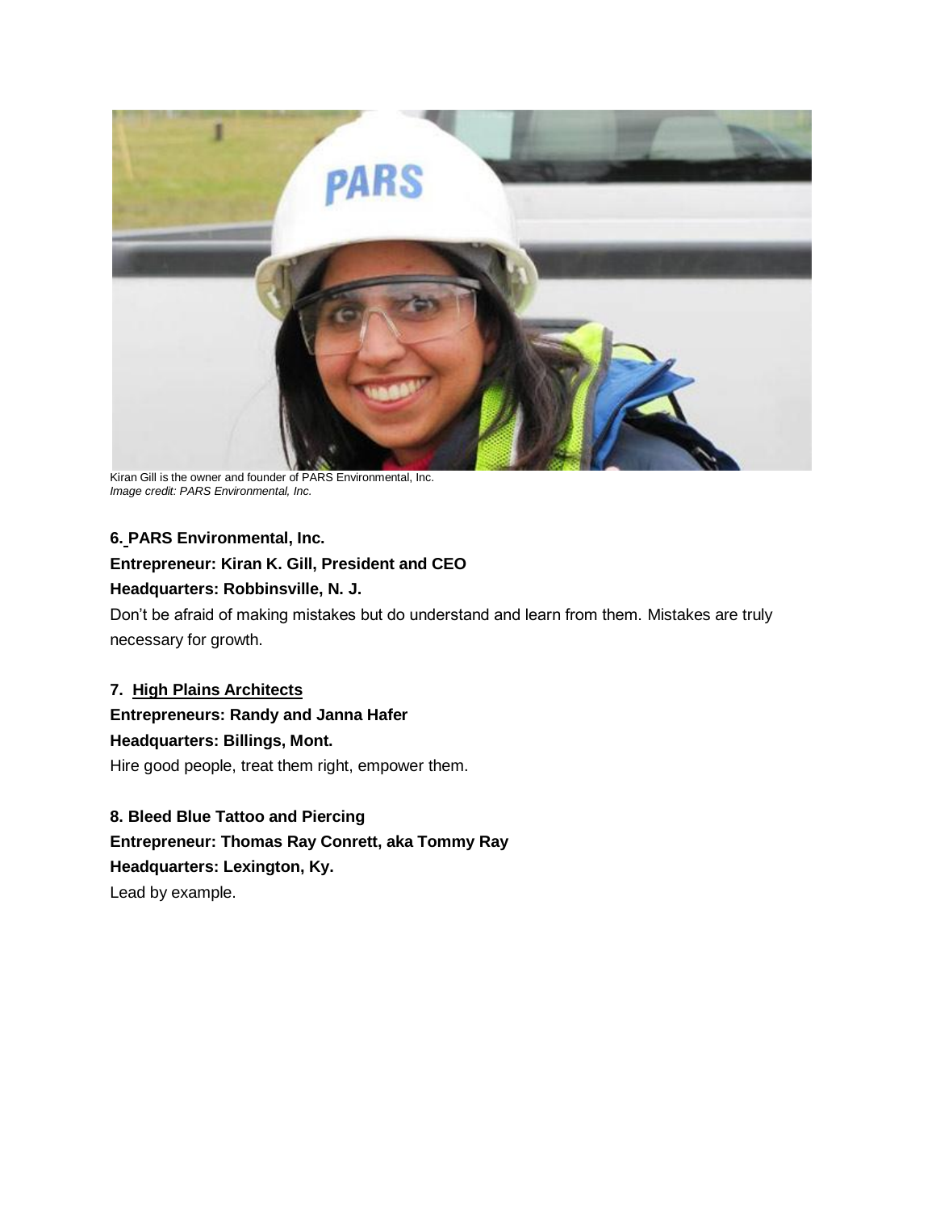Kiran Gill is the owner and founder of PARS Environmental, Inc.
*Image credit: PARS Environmental, Inc.*

**6. PARS Environmental, Inc.**

**Entrepreneur: Kiran K. Gill, President and CEO**

**Headquarters: Robbinsville, N. J.**

Don't be afraid of making mistakes but do understand and learn from them. Mistakes are truly necessary for growth.

**7. High Plains Architects**

**Entrepreneurs: Randy and Janna Hafer**

**Headquarters: Billings, Mont.**

Hire good people, treat them right, empower them.

**8. Bleed Blue Tattoo and Piercing**

**Entrepreneur: Thomas Ray Conrett, aka Tommy Ray**

**Headquarters: Lexington, Ky.**

Lead by example.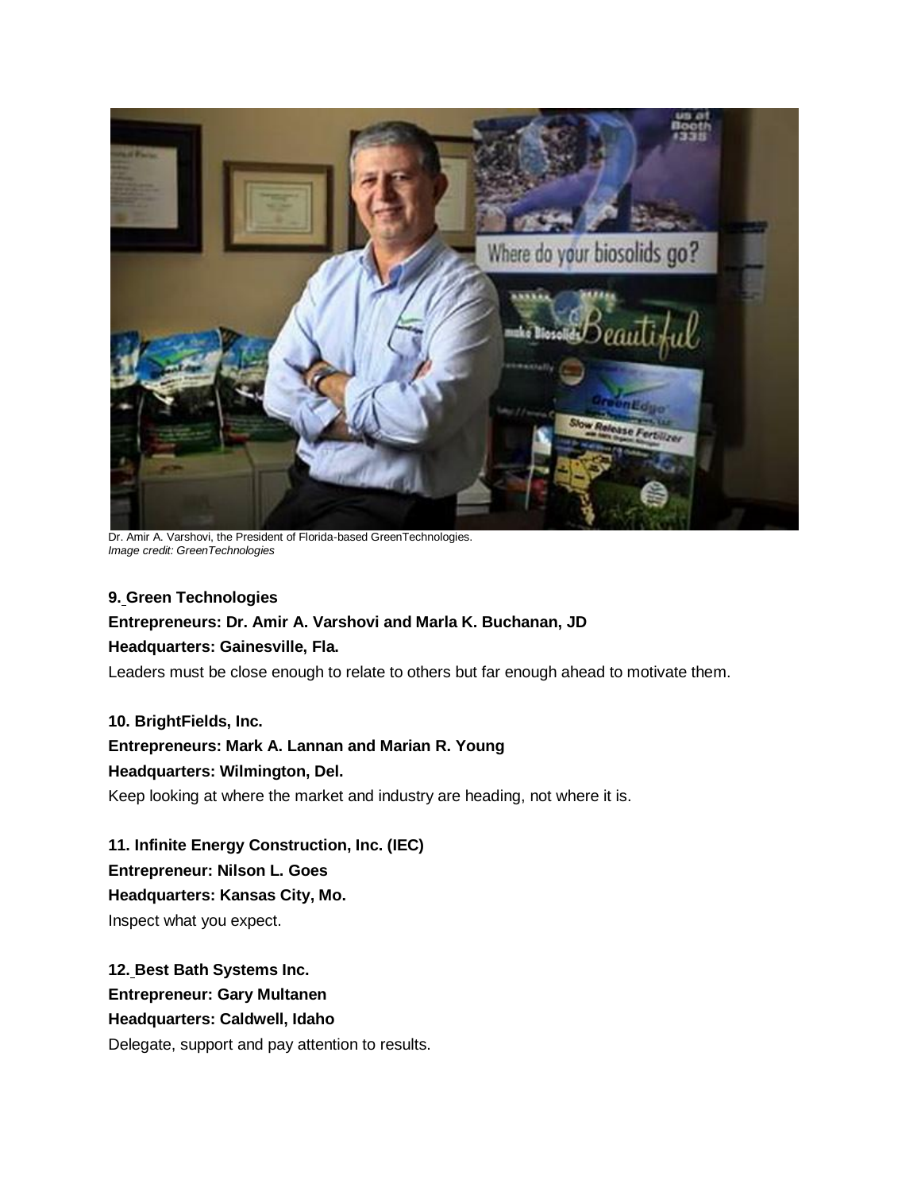Dr. Amir A. Varshovi, the President of Florida-based GreenTechnologies.
*Image credit: GreenTechnologies*

**9. Green Technologies**
**Entrepreneurs: Dr. Amir A. Varshovi and Marla K. Buchanan, JD**
**Headquarters: Gainesville, Fla.**
Leaders must be close enough to relate to others but far enough ahead to motivate them.

**10. BrightFields, Inc.**
**Entrepreneurs: Mark A. Lannan and Marian R. Young**
**Headquarters: Wilmington, Del.**
Keep looking at where the market and industry are heading, not where it is.

**11. Infinite Energy Construction, Inc. (IEC)**
**Entrepreneur: Nilson L. Goes**
**Headquarters: Kansas City, Mo.**
Inspect what you expect.

**12. Best Bath Systems Inc.**
**Entrepreneur: Gary Multanen**
**Headquarters: Caldwell, Idaho**
Delegate, support and pay attention to results.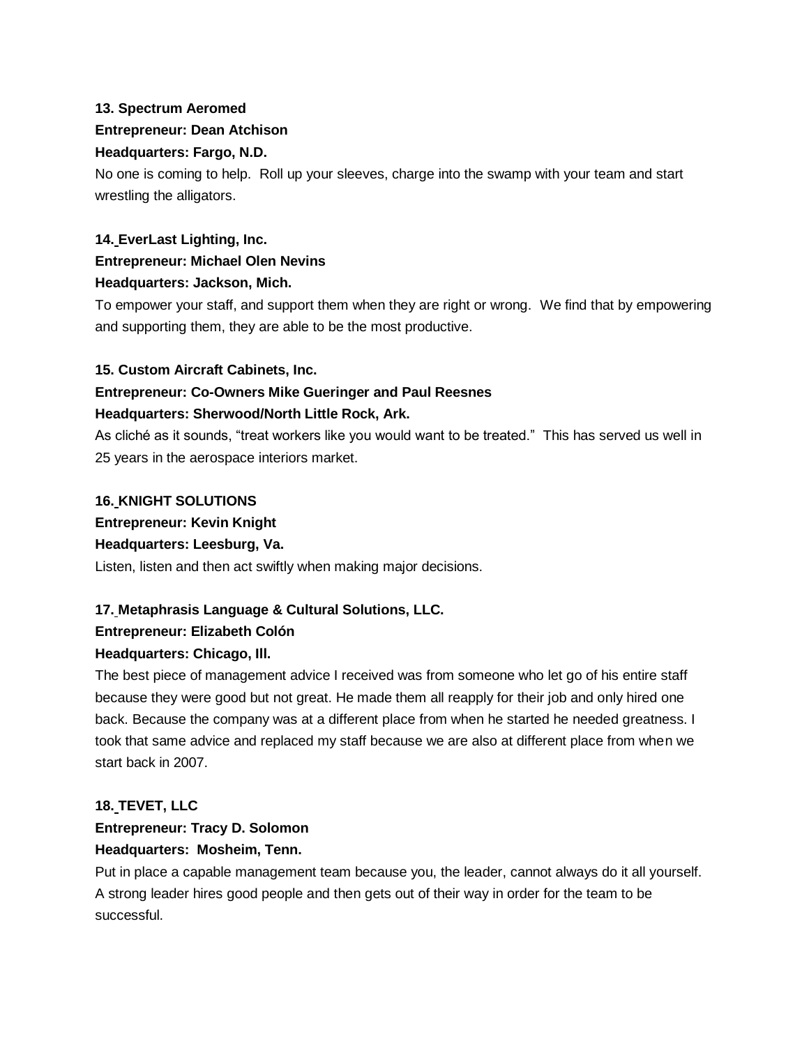**13. Spectrum Aeromed**

**Entrepreneur: Dean Atchison**

**Headquarters: Fargo, N.D.**

No one is coming to help.  Roll up your sleeves, charge into the swamp with your team and start wrestling the alligators.

**14. EverLast Lighting, Inc.**

**Entrepreneur: Michael Olen Nevins**

**Headquarters: Jackson, Mich.**

To empower your staff, and support them when they are right or wrong.  We find that by empowering and supporting them, they are able to be the most productive.

**15. Custom Aircraft Cabinets, Inc.**

**Entrepreneur: Co-Owners Mike Gueringer and Paul Reesnes**

**Headquarters: Sherwood/North Little Rock, Ark.**

As cliché as it sounds, “treat workers like you would want to be treated.”  This has served us well in 25 years in the aerospace interiors market.

**16. KNIGHT SOLUTIONS**

**Entrepreneur: Kevin Knight**

**Headquarters: Leesburg, Va.**

Listen, listen and then act swiftly when making major decisions.

**17. Metaphrasis Language & Cultural Solutions, LLC.**

**Entrepreneur: Elizabeth Colón**

**Headquarters: Chicago, Ill.**

The best piece of management advice I received was from someone who let go of his entire staff because they were good but not great. He made them all reapply for their job and only hired one back. Because the company was at a different place from when he started he needed greatness. I took that same advice and replaced my staff because we are also at different place from when we start back in 2007.

**18. TEVET, LLC**

**Entrepreneur: Tracy D. Solomon**

**Headquarters:  Mosheim, Tenn.**

Put in place a capable management team because you, the leader, cannot always do it all yourself. A strong leader hires good people and then gets out of their way in order for the team to be successful.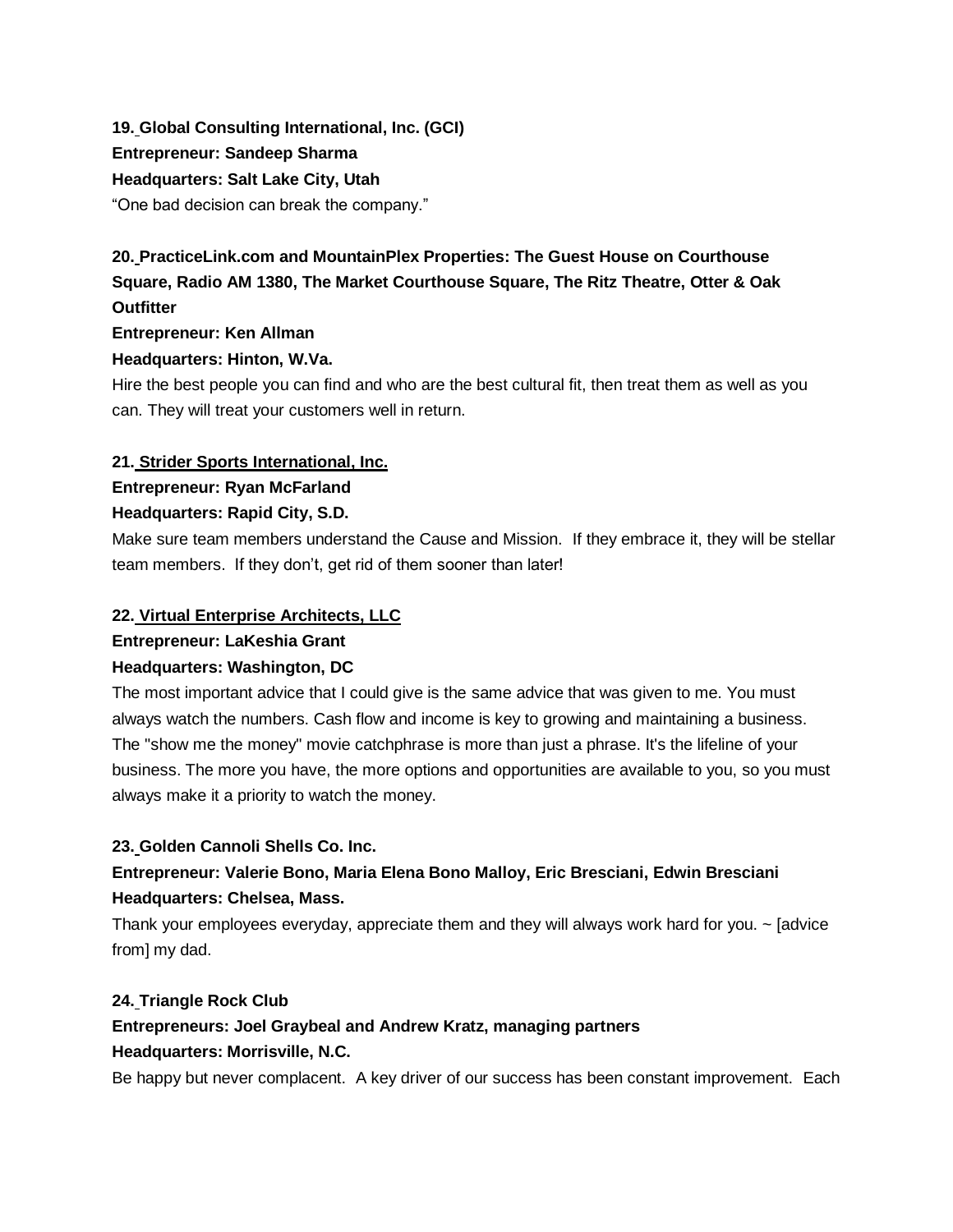**19. Global Consulting International, Inc. (GCI)**
**Entrepreneur: Sandeep Sharma**
**Headquarters: Salt Lake City, Utah**
"One bad decision can break the company."

**20. PracticeLink.com and MountainPlex Properties: The Guest House on Courthouse Square, Radio AM 1380, The Market Courthouse Square, The Ritz Theatre, Otter & Oak Outfitter**
**Entrepreneur: Ken Allman**
**Headquarters: Hinton, W.Va.**
Hire the best people you can find and who are the best cultural fit, then treat them as well as you can. They will treat your customers well in return.

**21. Strider Sports International, Inc.**
**Entrepreneur: Ryan McFarland**
**Headquarters: Rapid City, S.D.**
Make sure team members understand the Cause and Mission. If they embrace it, they will be stellar team members. If they don't, get rid of them sooner than later!

**22. Virtual Enterprise Architects, LLC**
**Entrepreneur: LaKeshia Grant**
**Headquarters: Washington, DC**
The most important advice that I could give is the same advice that was given to me. You must always watch the numbers. Cash flow and income is key to growing and maintaining a business. The "show me the money" movie catchphrase is more than just a phrase. It's the lifeline of your business. The more you have, the more options and opportunities are available to you, so you must always make it a priority to watch the money.

**23. Golden Cannoli Shells Co. Inc.**
**Entrepreneur: Valerie Bono, Maria Elena Bono Malloy, Eric Bresciani, Edwin Bresciani**
**Headquarters: Chelsea, Mass.**
Thank your employees everyday, appreciate them and they will always work hard for you. ~ [advice from] my dad.

**24. Triangle Rock Club**
**Entrepreneurs: Joel Graybeal and Andrew Kratz, managing partners**
**Headquarters: Morrisville, N.C.**
Be happy but never complacent. A key driver of our success has been constant improvement. Each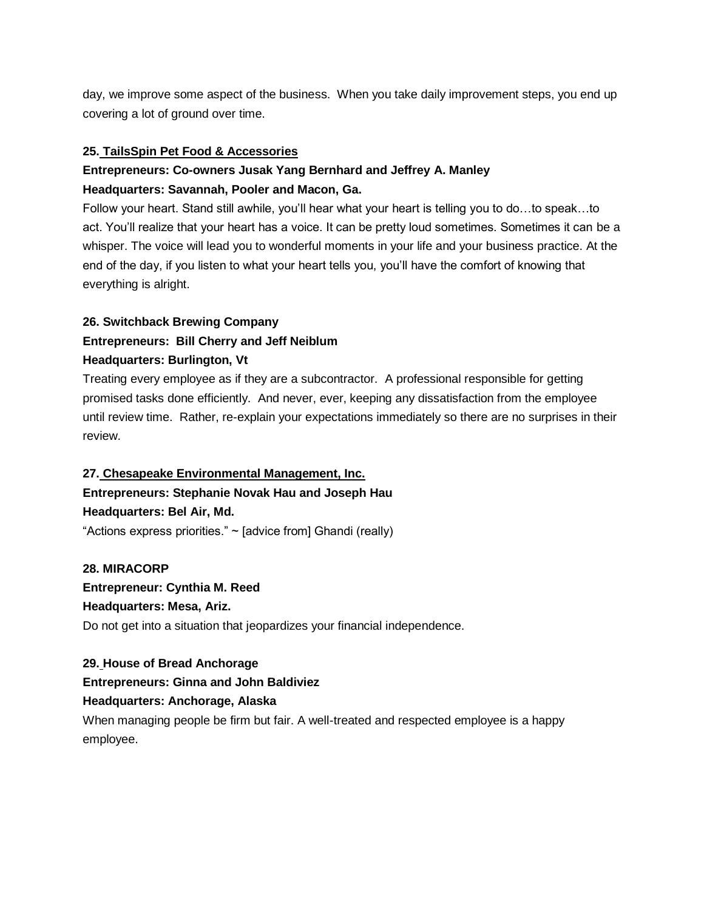day, we improve some aspect of the business. When you take daily improvement steps, you end up covering a lot of ground over time.

**25. TailsSpin Pet Food & Accessories**

**Entrepreneurs: Co-owners Jusak Yang Bernhard and Jeffrey A. Manley**

**Headquarters: Savannah, Pooler and Macon, Ga.**

Follow your heart. Stand still awhile, you'll hear what your heart is telling you to do…to speak…to act. You'll realize that your heart has a voice. It can be pretty loud sometimes. Sometimes it can be a whisper. The voice will lead you to wonderful moments in your life and your business practice. At the end of the day, if you listen to what your heart tells you, you'll have the comfort of knowing that everything is alright.

**26. Switchback Brewing Company**

**Entrepreneurs: Bill Cherry and Jeff Neiblum**

**Headquarters: Burlington, Vt**

Treating every employee as if they are a subcontractor. A professional responsible for getting promised tasks done efficiently. And never, ever, keeping any dissatisfaction from the employee until review time. Rather, re-explain your expectations immediately so there are no surprises in their review.

**27. Chesapeake Environmental Management, Inc.**

**Entrepreneurs: Stephanie Novak Hau and Joseph Hau**

**Headquarters: Bel Air, Md.**

"Actions express priorities." ~ [advice from] Ghandi (really)

**28. MIRACORP**

**Entrepreneur: Cynthia M. Reed**

**Headquarters: Mesa, Ariz.**

Do not get into a situation that jeopardizes your financial independence.

**29. House of Bread Anchorage**

**Entrepreneurs: Ginna and John Baldiviez**

**Headquarters: Anchorage, Alaska**

When managing people be firm but fair. A well-treated and respected employee is a happy employee.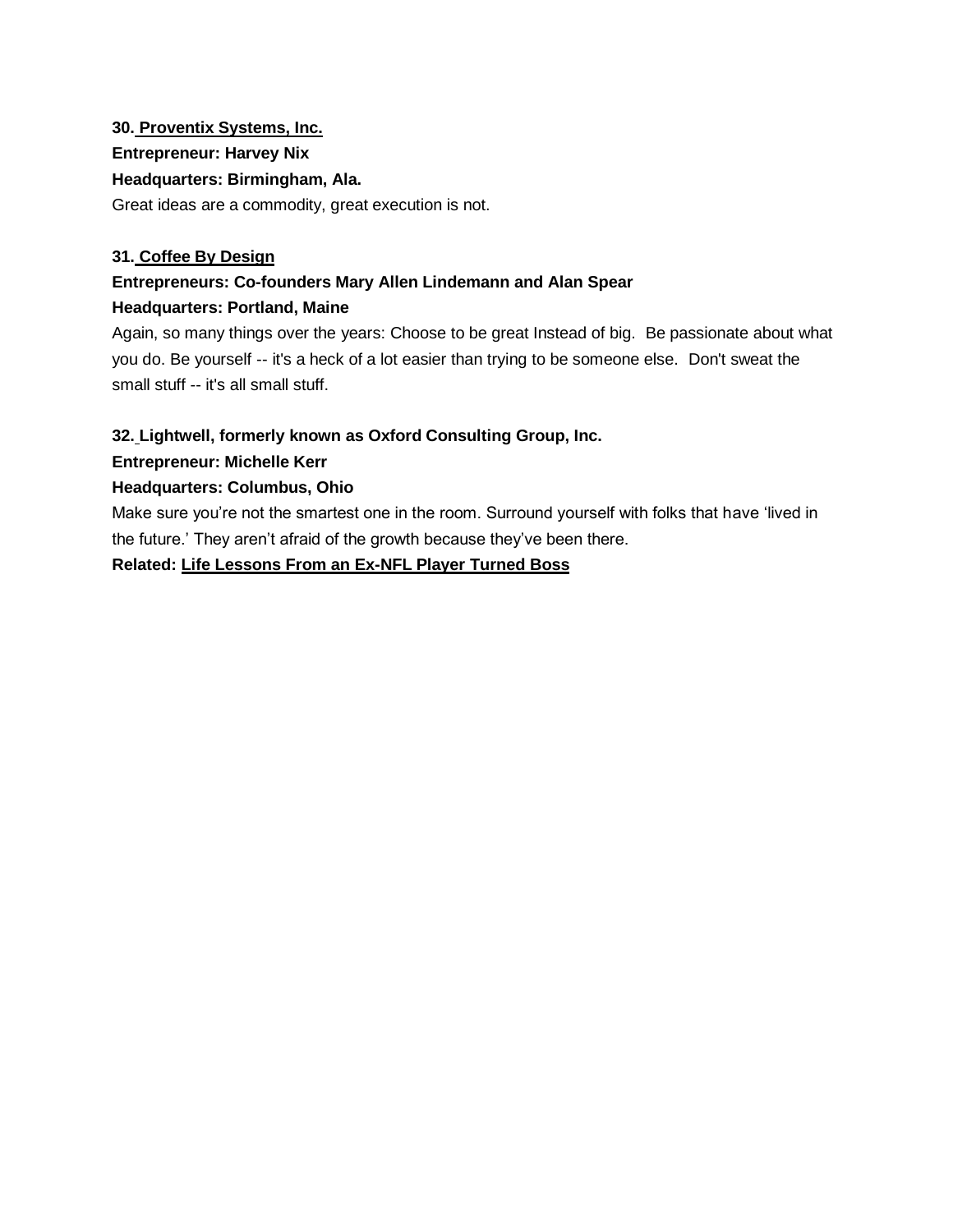**30. Proventix Systems, Inc.**

**Entrepreneur: Harvey Nix**

**Headquarters: Birmingham, Ala.**

Great ideas are a commodity, great execution is not.

**31. Coffee By Design**

**Entrepreneurs: Co-founders Mary Allen Lindemann and Alan Spear**

**Headquarters: Portland, Maine**

Again, so many things over the years: Choose to be great Instead of big. Be passionate about what you do. Be yourself -- it's a heck of a lot easier than trying to be someone else. Don't sweat the small stuff -- it's all small stuff.

**32. Lightwell, formerly known as Oxford Consulting Group, Inc.**

**Entrepreneur: Michelle Kerr**

**Headquarters: Columbus, Ohio**

Make sure you're not the smartest one in the room. Surround yourself with folks that have 'lived in the future.' They aren't afraid of the growth because they've been there.

**Related: Life Lessons From an Ex-NFL Player Turned Boss**